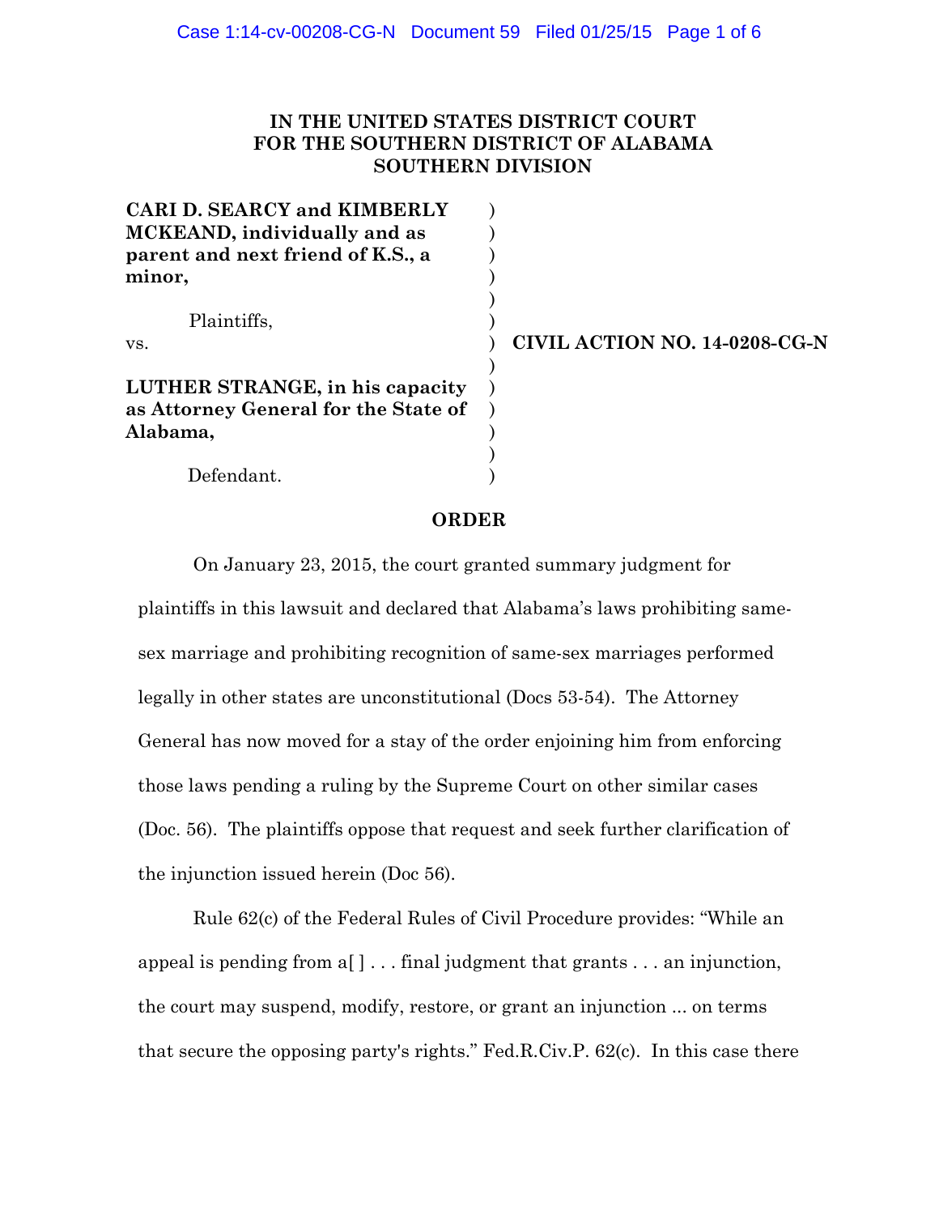**IN THE UNITED STATES DISTRICT COURT**
**FOR THE SOUTHERN DISTRICT OF ALABAMA**
**SOUTHERN DIVISION**

**CARI D. SEARCY and KIMBERLY MCKEAND, individually and as parent and next friend of K.S., a minor,**

Plaintiffs,

vs.

**LUTHER STRANGE, in his capacity as Attorney General for the State of Alabama,**

Defendant.

**CIVIL ACTION NO. 14-0208-CG-N**

## ORDER

On January 23, 2015, the court granted summary judgment for plaintiffs in this lawsuit and declared that Alabama's laws prohibiting same-sex marriage and prohibiting recognition of same-sex marriages performed legally in other states are unconstitutional (Docs 53-54). The Attorney General has now moved for a stay of the order enjoining him from enforcing those laws pending a ruling by the Supreme Court on other similar cases (Doc. 56). The plaintiffs oppose that request and seek further clarification of the injunction issued herein (Doc 56).

Rule 62(c) of the Federal Rules of Civil Procedure provides: "While an appeal is pending from a[ ] . . . final judgment that grants . . . an injunction, the court may suspend, modify, restore, or grant an injunction ... on terms that secure the opposing party's rights." Fed.R.Civ.P. 62(c). In this case there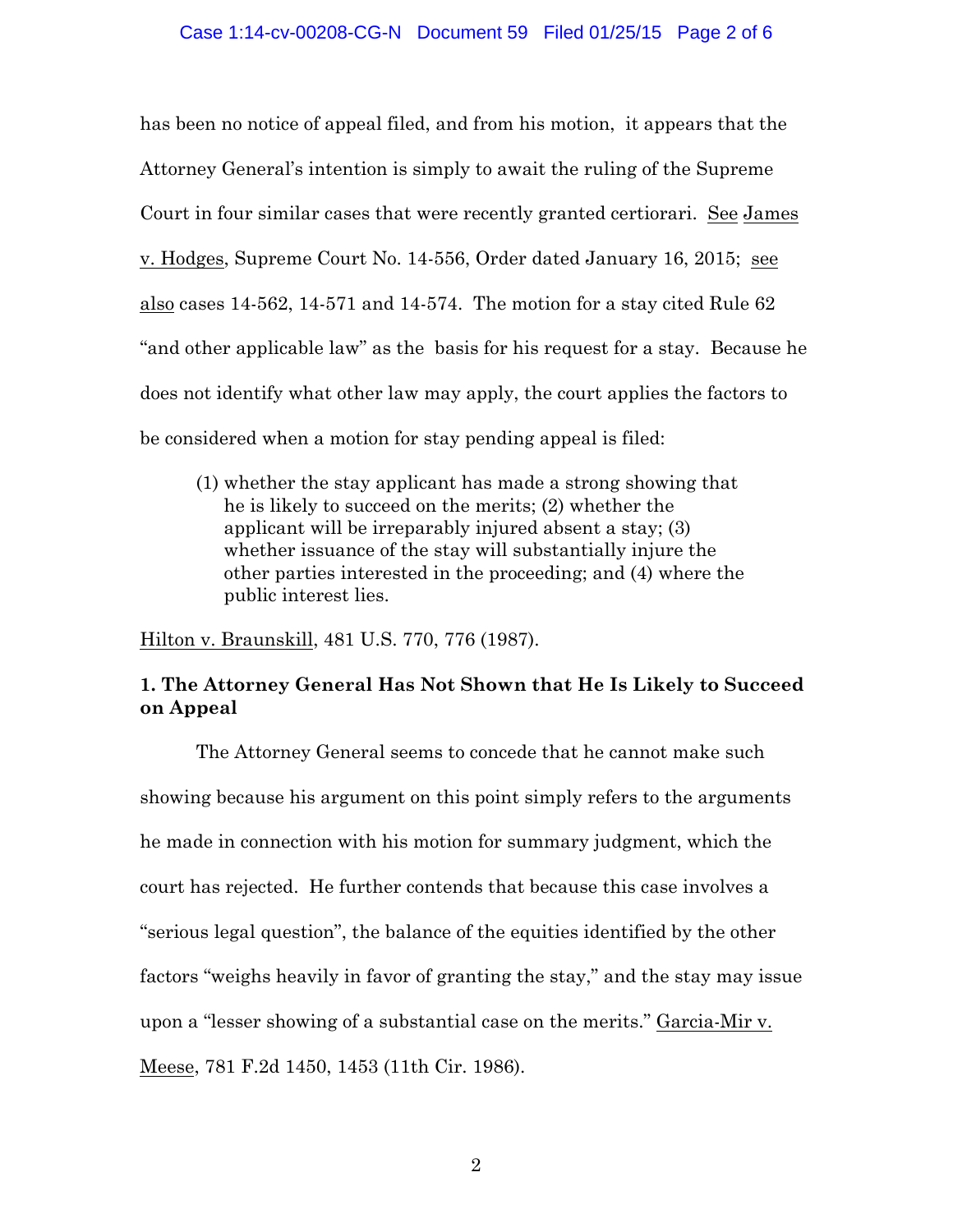has been no notice of appeal filed, and from his motion, it appears that the Attorney General's intention is simply to await the ruling of the Supreme Court in four similar cases that were recently granted certiorari. See James v. Hodges, Supreme Court No. 14-556, Order dated January 16, 2015; see also cases 14-562, 14-571 and 14-574. The motion for a stay cited Rule 62 "and other applicable law" as the basis for his request for a stay. Because he does not identify what other law may apply, the court applies the factors to be considered when a motion for stay pending appeal is filed:

> (1) whether the stay applicant has made a strong showing that he is likely to succeed on the merits; (2) whether the applicant will be irreparably injured absent a stay; (3) whether issuance of the stay will substantially injure the other parties interested in the proceeding; and (4) where the public interest lies.

Hilton v. Braunskill, 481 U.S. 770, 776 (1987).

**1. The Attorney General Has Not Shown that He Is Likely to Succeed on Appeal**

The Attorney General seems to concede that he cannot make such showing because his argument on this point simply refers to the arguments he made in connection with his motion for summary judgment, which the court has rejected. He further contends that because this case involves a "serious legal question", the balance of the equities identified by the other factors "weighs heavily in favor of granting the stay," and the stay may issue upon a "lesser showing of a substantial case on the merits." Garcia-Mir v. Meese, 781 F.2d 1450, 1453 (11th Cir. 1986).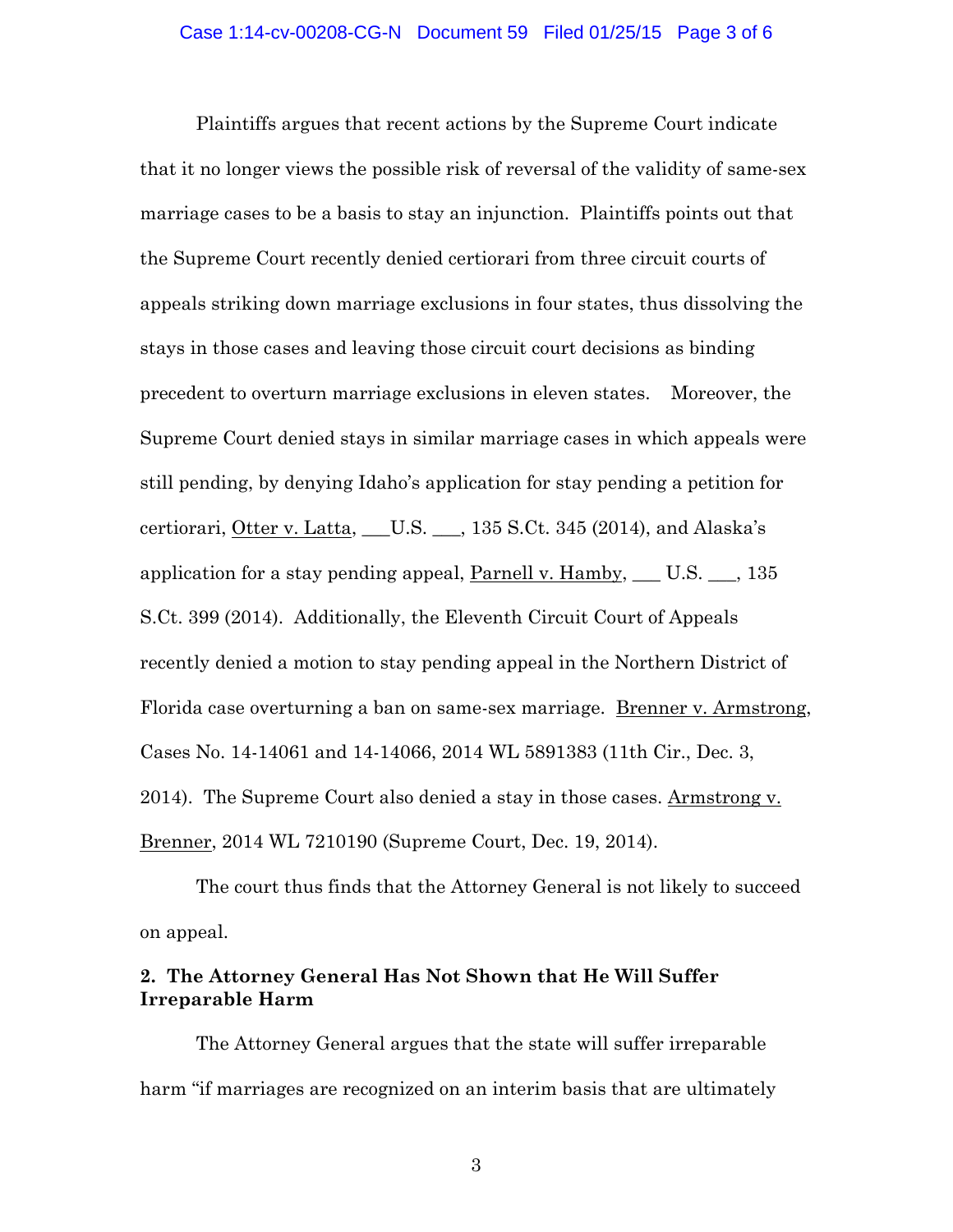Plaintiffs argues that recent actions by the Supreme Court indicate that it no longer views the possible risk of reversal of the validity of same-sex marriage cases to be a basis to stay an injunction. Plaintiffs points out that the Supreme Court recently denied certiorari from three circuit courts of appeals striking down marriage exclusions in four states, thus dissolving the stays in those cases and leaving those circuit court decisions as binding precedent to overturn marriage exclusions in eleven states. Moreover, the Supreme Court denied stays in similar marriage cases in which appeals were still pending, by denying Idaho's application for stay pending a petition for certiorari, Otter v. Latta, ___U.S. ___, 135 S.Ct. 345 (2014), and Alaska's application for a stay pending appeal, Parnell v. Hamby, ___ U.S. ___, 135 S.Ct. 399 (2014). Additionally, the Eleventh Circuit Court of Appeals recently denied a motion to stay pending appeal in the Northern District of Florida case overturning a ban on same-sex marriage. Brenner v. Armstrong, Cases No. 14-14061 and 14-14066, 2014 WL 5891383 (11th Cir., Dec. 3, 2014). The Supreme Court also denied a stay in those cases. Armstrong v. Brenner, 2014 WL 7210190 (Supreme Court, Dec. 19, 2014).

The court thus finds that the Attorney General is not likely to succeed on appeal.

**2. The Attorney General Has Not Shown that He Will Suffer Irreparable Harm**

The Attorney General argues that the state will suffer irreparable harm "if marriages are recognized on an interim basis that are ultimately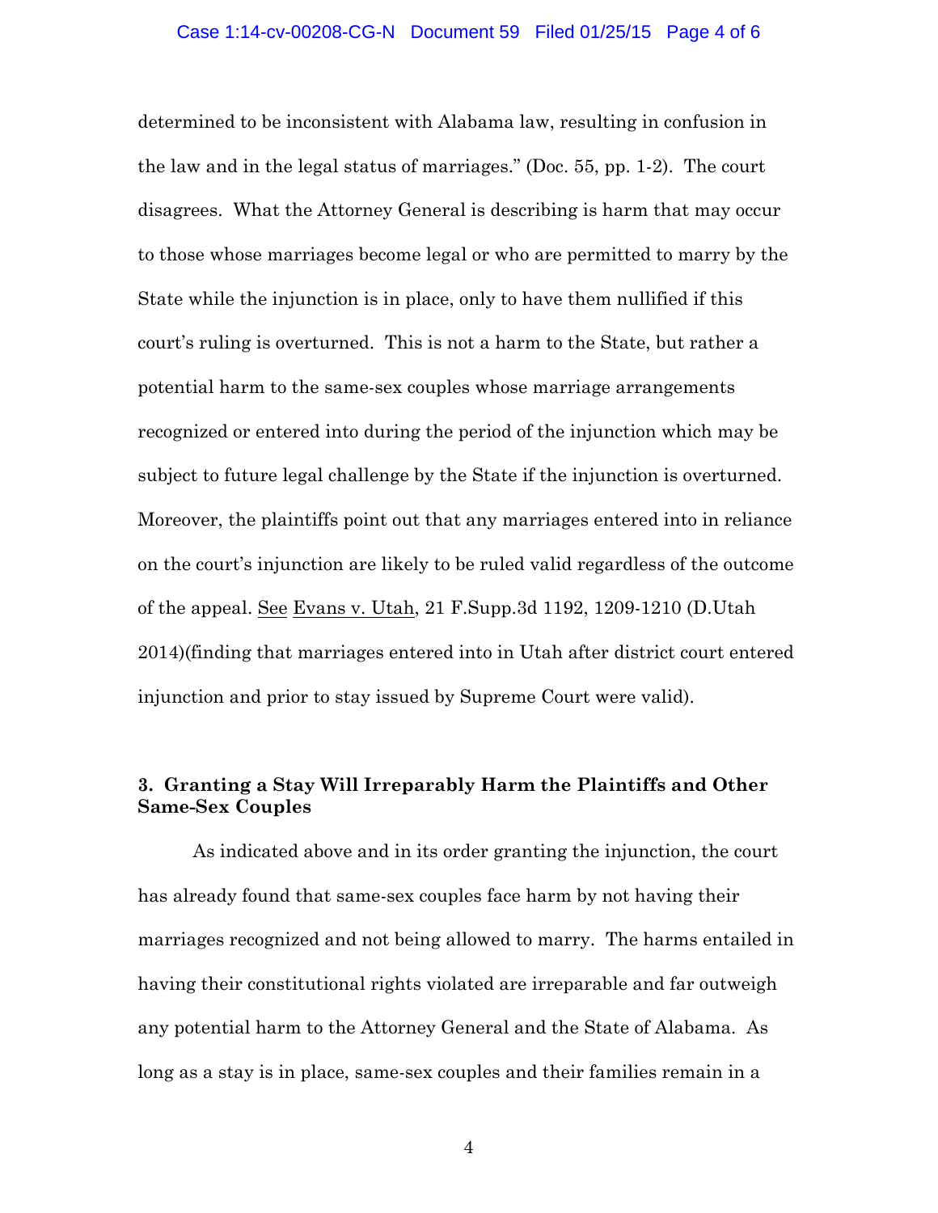determined to be inconsistent with Alabama law, resulting in confusion in the law and in the legal status of marriages." (Doc. 55, pp. 1-2). The court disagrees. What the Attorney General is describing is harm that may occur to those whose marriages become legal or who are permitted to marry by the State while the injunction is in place, only to have them nullified if this court's ruling is overturned. This is not a harm to the State, but rather a potential harm to the same-sex couples whose marriage arrangements recognized or entered into during the period of the injunction which may be subject to future legal challenge by the State if the injunction is overturned. Moreover, the plaintiffs point out that any marriages entered into in reliance on the court's injunction are likely to be ruled valid regardless of the outcome of the appeal. See Evans v. Utah, 21 F.Supp.3d 1192, 1209-1210 (D.Utah 2014)(finding that marriages entered into in Utah after district court entered injunction and prior to stay issued by Supreme Court were valid).

**3. Granting a Stay Will Irreparably Harm the Plaintiffs and Other Same-Sex Couples**

As indicated above and in its order granting the injunction, the court has already found that same-sex couples face harm by not having their marriages recognized and not being allowed to marry. The harms entailed in having their constitutional rights violated are irreparable and far outweigh any potential harm to the Attorney General and the State of Alabama. As long as a stay is in place, same-sex couples and their families remain in a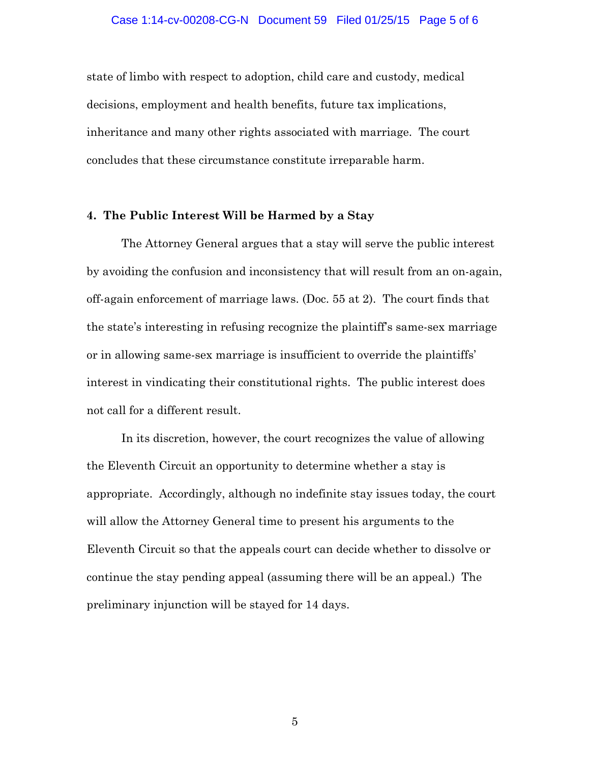state of limbo with respect to adoption, child care and custody, medical decisions, employment and health benefits, future tax implications, inheritance and many other rights associated with marriage. The court concludes that these circumstance constitute irreparable harm.

**4. The Public Interest Will be Harmed by a Stay**

The Attorney General argues that a stay will serve the public interest by avoiding the confusion and inconsistency that will result from an on-again, off-again enforcement of marriage laws. (Doc. 55 at 2). The court finds that the state's interesting in refusing recognize the plaintiff's same-sex marriage or in allowing same-sex marriage is insufficient to override the plaintiffs' interest in vindicating their constitutional rights. The public interest does not call for a different result.

In its discretion, however, the court recognizes the value of allowing the Eleventh Circuit an opportunity to determine whether a stay is appropriate. Accordingly, although no indefinite stay issues today, the court will allow the Attorney General time to present his arguments to the Eleventh Circuit so that the appeals court can decide whether to dissolve or continue the stay pending appeal (assuming there will be an appeal.) The preliminary injunction will be stayed for 14 days.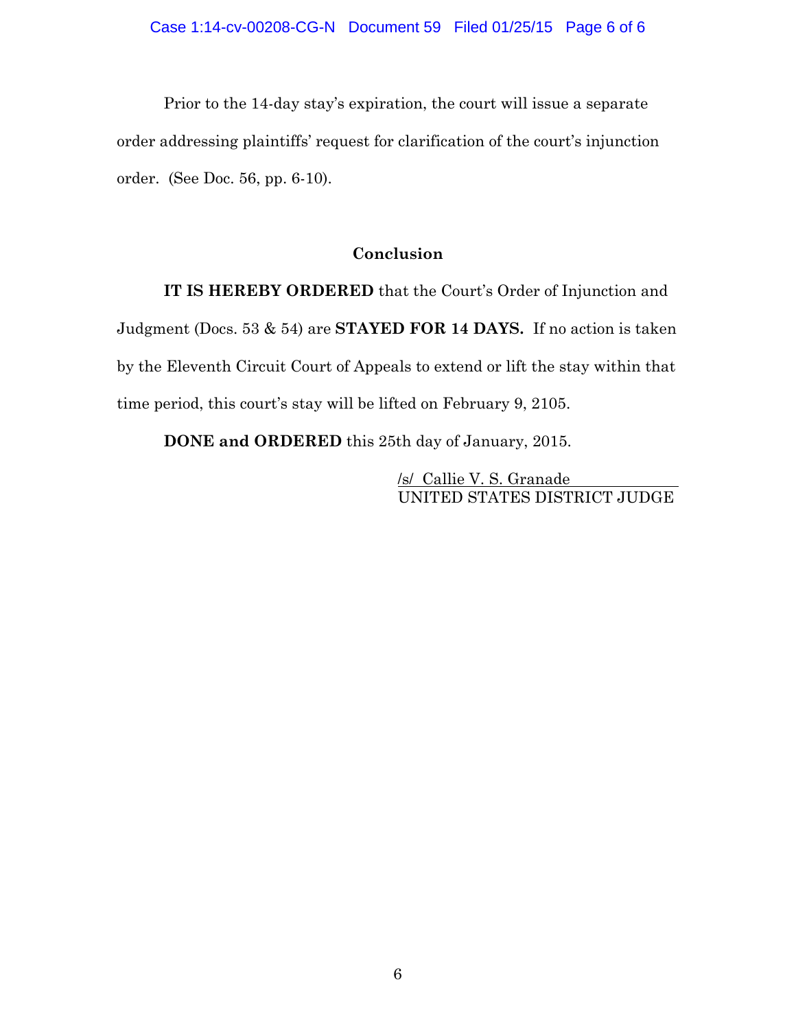Prior to the 14-day stay's expiration, the court will issue a separate order addressing plaintiffs' request for clarification of the court's injunction order. (See Doc. 56, pp. 6-10).

## Conclusion

**IT IS HEREBY ORDERED** that the Court's Order of Injunction and Judgment (Docs. 53 & 54) are **STAYED FOR 14 DAYS.** If no action is taken by the Eleventh Circuit Court of Appeals to extend or lift the stay within that time period, this court's stay will be lifted on February 9, 2105.

**DONE and ORDERED** this 25th day of January, 2015.

/s/ Callie V. S. Granade
UNITED STATES DISTRICT JUDGE